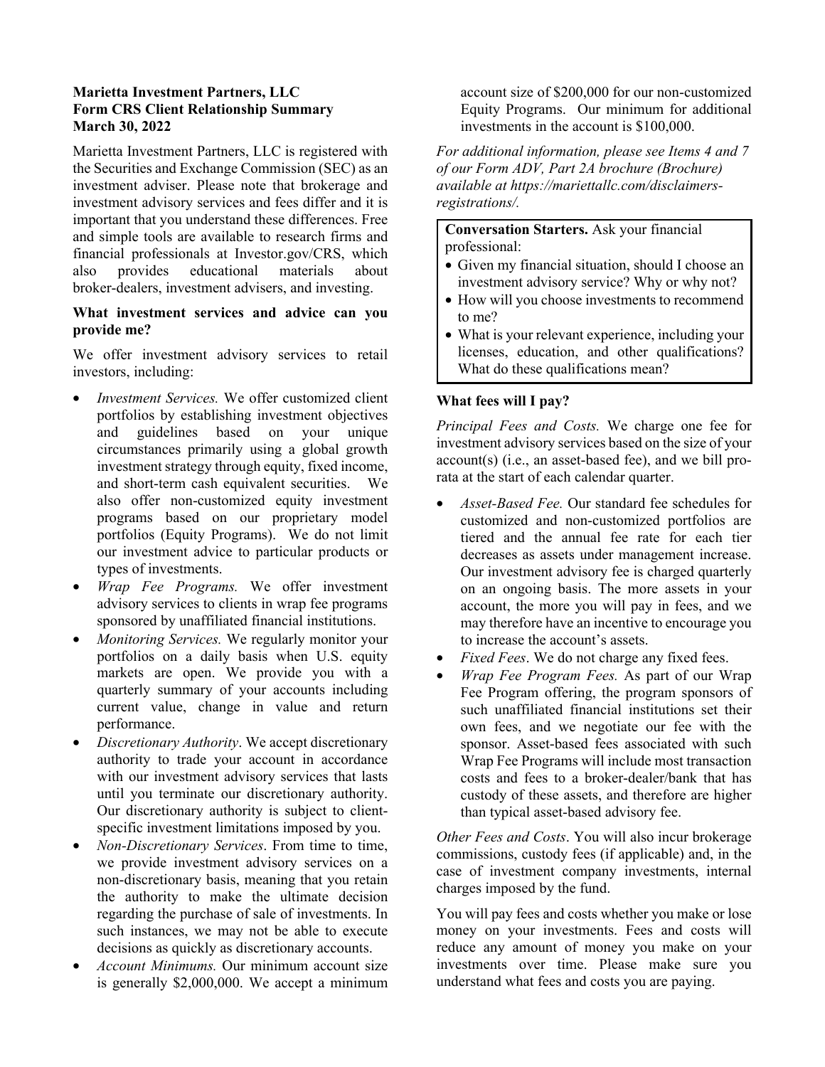**Marietta Investment Partners, LLC**
**Form CRS Client Relationship Summary**
**March 30, 2022**

Marietta Investment Partners, LLC is registered with the Securities and Exchange Commission (SEC) as an investment adviser. Please note that brokerage and investment advisory services and fees differ and it is important that you understand these differences. Free and simple tools are available to research firms and financial professionals at Investor.gov/CRS, which also provides educational materials about broker-dealers, investment advisers, and investing.

**What investment services and advice can you provide me?**

We offer investment advisory services to retail investors, including:

- *Investment Services.* We offer customized client portfolios by establishing investment objectives and guidelines based on your unique circumstances primarily using a global growth investment strategy through equity, fixed income, and short-term cash equivalent securities. We also offer non-customized equity investment programs based on our proprietary model portfolios (Equity Programs). We do not limit our investment advice to particular products or types of investments.
- *Wrap Fee Programs.* We offer investment advisory services to clients in wrap fee programs sponsored by unaffiliated financial institutions.
- *Monitoring Services.* We regularly monitor your portfolios on a daily basis when U.S. equity markets are open. We provide you with a quarterly summary of your accounts including current value, change in value and return performance.
- *Discretionary Authority*. We accept discretionary authority to trade your account in accordance with our investment advisory services that lasts until you terminate our discretionary authority. Our discretionary authority is subject to client-specific investment limitations imposed by you.
- *Non-Discretionary Services*. From time to time, we provide investment advisory services on a non-discretionary basis, meaning that you retain the authority to make the ultimate decision regarding the purchase of sale of investments. In such instances, we may not be able to execute decisions as quickly as discretionary accounts.
- *Account Minimums.* Our minimum account size is generally $2,000,000. We accept a minimum account size of $200,000 for our non-customized Equity Programs. Our minimum for additional investments in the account is $100,000.

*For additional information, please see Items 4 and 7 of our Form ADV, Part 2A brochure (Brochure) available at https://mariettallc.com/disclaimers-registrations/.*

**Conversation Starters.** Ask your financial professional:

- Given my financial situation, should I choose an investment advisory service? Why or why not?
- How will you choose investments to recommend to me?
- What is your relevant experience, including your licenses, education, and other qualifications? What do these qualifications mean?

**What fees will I pay?**

*Principal Fees and Costs.* We charge one fee for investment advisory services based on the size of your account(s) (i.e., an asset-based fee), and we bill pro-rata at the start of each calendar quarter.

- *Asset-Based Fee.* Our standard fee schedules for customized and non-customized portfolios are tiered and the annual fee rate for each tier decreases as assets under management increase. Our investment advisory fee is charged quarterly on an ongoing basis. The more assets in your account, the more you will pay in fees, and we may therefore have an incentive to encourage you to increase the account's assets.
- *Fixed Fees*. We do not charge any fixed fees.
- *Wrap Fee Program Fees.* As part of our Wrap Fee Program offering, the program sponsors of such unaffiliated financial institutions set their own fees, and we negotiate our fee with the sponsor. Asset-based fees associated with such Wrap Fee Programs will include most transaction costs and fees to a broker-dealer/bank that has custody of these assets, and therefore are higher than typical asset-based advisory fee.

*Other Fees and Costs*. You will also incur brokerage commissions, custody fees (if applicable) and, in the case of investment company investments, internal charges imposed by the fund.

You will pay fees and costs whether you make or lose money on your investments. Fees and costs will reduce any amount of money you make on your investments over time. Please make sure you understand what fees and costs you are paying.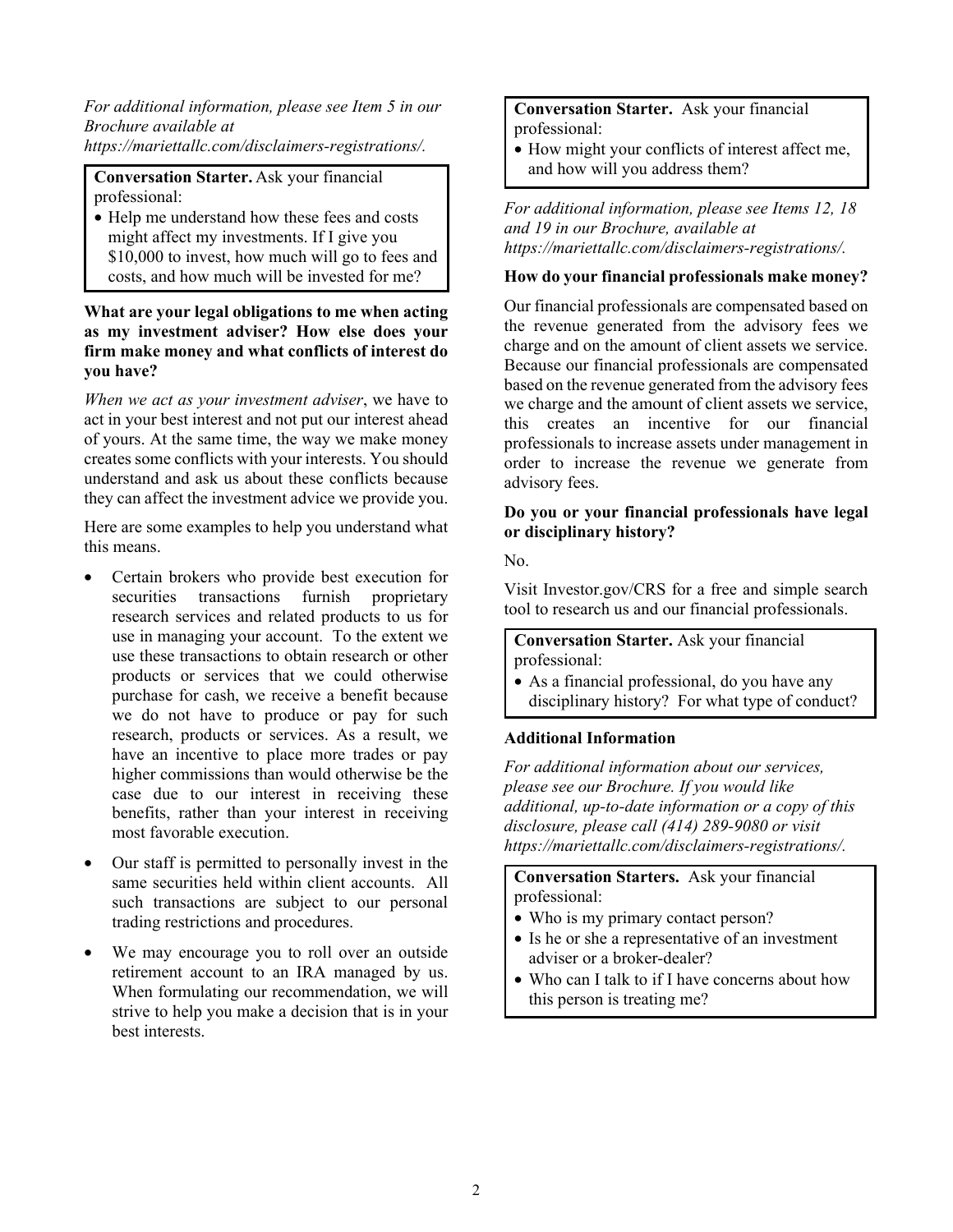*For additional information, please see Item 5 in our Brochure available at https://mariettallc.com/disclaimers-registrations/.*

**Conversation Starter.** Ask your financial professional:

- Help me understand how these fees and costs might affect my investments. If I give you $10,000 to invest, how much will go to fees and costs, and how much will be invested for me?

**What are your legal obligations to me when acting as my investment adviser? How else does your firm make money and what conflicts of interest do you have?**

*When we act as your investment adviser*, we have to act in your best interest and not put our interest ahead of yours. At the same time, the way we make money creates some conflicts with your interests. You should understand and ask us about these conflicts because they can affect the investment advice we provide you.

Here are some examples to help you understand what this means.

- Certain brokers who provide best execution for securities transactions furnish proprietary research services and related products to us for use in managing your account. To the extent we use these transactions to obtain research or other products or services that we could otherwise purchase for cash, we receive a benefit because we do not have to produce or pay for such research, products or services. As a result, we have an incentive to place more trades or pay higher commissions than would otherwise be the case due to our interest in receiving these benefits, rather than your interest in receiving most favorable execution.
- Our staff is permitted to personally invest in the same securities held within client accounts. All such transactions are subject to our personal trading restrictions and procedures.
- We may encourage you to roll over an outside retirement account to an IRA managed by us. When formulating our recommendation, we will strive to help you make a decision that is in your best interests.

**Conversation Starter.** Ask your financial professional:

- How might your conflicts of interest affect me, and how will you address them?

*For additional information, please see Items 12, 18 and 19 in our Brochure, available at https://mariettallc.com/disclaimers-registrations/.*

**How do your financial professionals make money?**

Our financial professionals are compensated based on the revenue generated from the advisory fees we charge and on the amount of client assets we service. Because our financial professionals are compensated based on the revenue generated from the advisory fees we charge and the amount of client assets we service, this creates an incentive for our financial professionals to increase assets under management in order to increase the revenue we generate from advisory fees.

**Do you or your financial professionals have legal or disciplinary history?**

No.

Visit Investor.gov/CRS for a free and simple search tool to research us and our financial professionals.

**Conversation Starter.** Ask your financial professional:

- As a financial professional, do you have any disciplinary history? For what type of conduct?

**Additional Information**

*For additional information about our services, please see our Brochure. If you would like additional, up-to-date information or a copy of this disclosure, please call (414) 289-9080 or visit https://mariettallc.com/disclaimers-registrations/.*

**Conversation Starters.** Ask your financial professional:

- Who is my primary contact person?
- Is he or she a representative of an investment adviser or a broker-dealer?
- Who can I talk to if I have concerns about how this person is treating me?